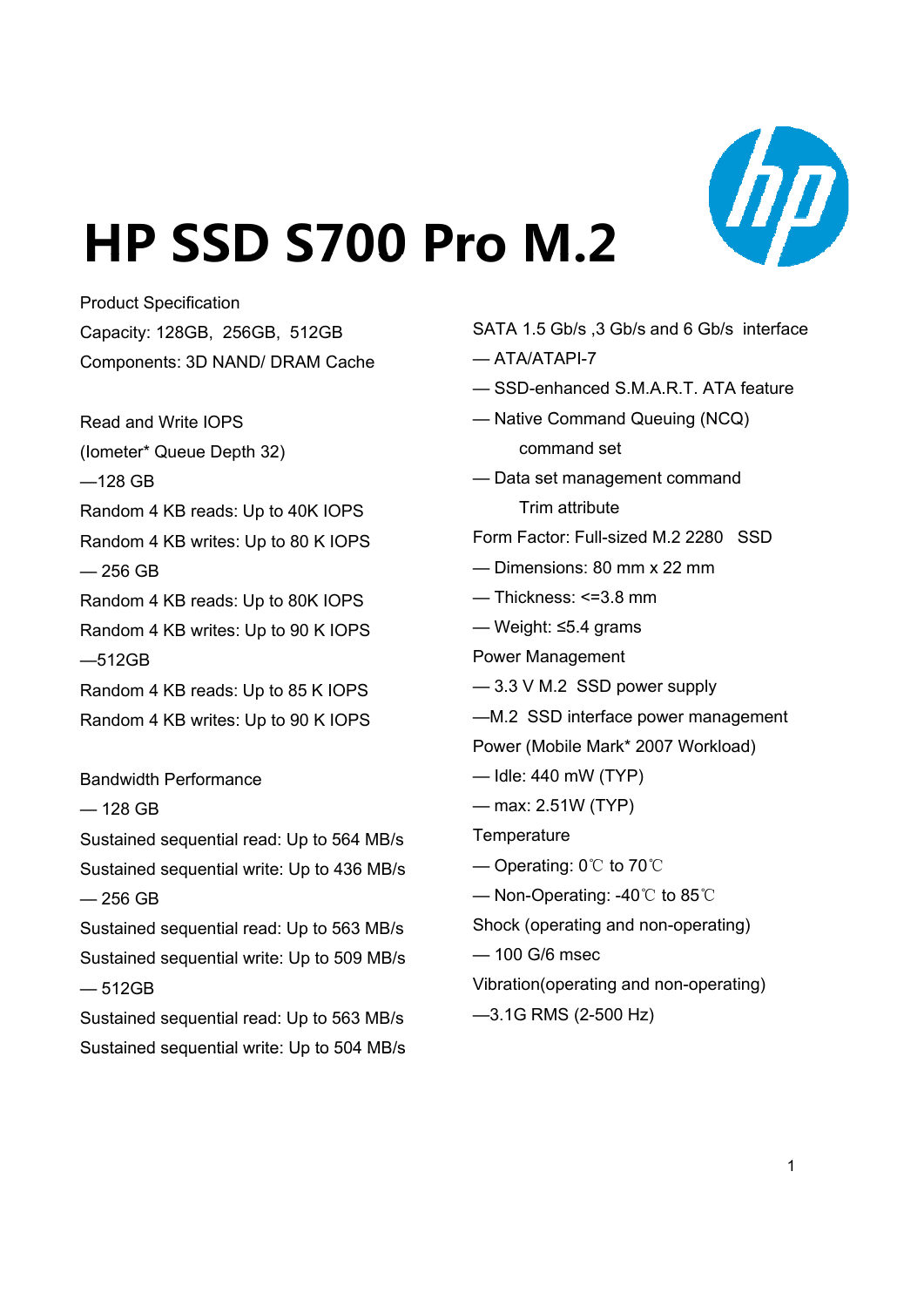# HP SSD S700 Pro M.2

Product Specification

Capacity: 128GB, 256GB, 512GB

Components: 3D NAND/ DRAM Cache

Read and Write IOPS

(Iometer* Queue Depth 32)

—128 GB

Random 4 KB reads: Up to 40K IOPS

Random 4 KB writes: Up to 80 K IOPS

— 256 GB

Random 4 KB reads: Up to 80K IOPS

Random 4 KB writes: Up to 90 K IOPS

—512GB

Random 4 KB reads: Up to 85 K IOPS

Random 4 KB writes: Up to 90 K IOPS

Bandwidth Performance

— 128 GB

Sustained sequential read: Up to 564 MB/s

Sustained sequential write: Up to 436 MB/s

— 256 GB

Sustained sequential read: Up to 563 MB/s

Sustained sequential write: Up to 509 MB/s

— 512GB

Sustained sequential read: Up to 563 MB/s

Sustained sequential write: Up to 504 MB/s

SATA 1.5 Gb/s ,3 Gb/s and 6 Gb/s interface

— ATA/ATAPI-7

— SSD-enhanced S.M.A.R.T. ATA feature

— Native Command Queuing (NCQ) command set

— Data set management command Trim attribute

Form Factor: Full-sized M.2 2280 SSD

— Dimensions: 80 mm x 22 mm

— Thickness: <=3.8 mm

— Weight: ≤5.4 grams

Power Management

— 3.3 V M.2 SSD power supply

—M.2 SSD interface power management

Power (Mobile Mark* 2007 Workload)

— Idle: 440 mW (TYP)

— max: 2.51W (TYP)

Temperature

— Operating: 0℃ to 70℃

— Non-Operating: -40℃ to 85℃

Shock (operating and non-operating)

— 100 G/6 msec

Vibration(operating and non-operating)

—3.1G RMS (2-500 Hz)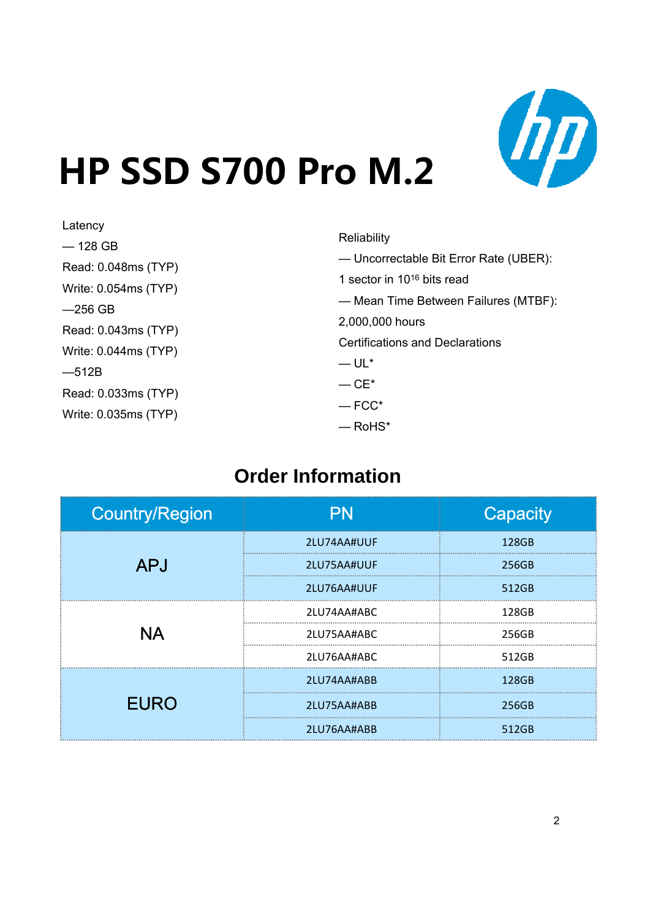# HP SSD S700 Pro M.2

Latency

— 128 GB

Read: 0.048ms (TYP)

Write: 0.054ms (TYP)

—256 GB

Read: 0.043ms (TYP)

Write: 0.044ms (TYP)

—512B

Read: 0.033ms (TYP)

Write: 0.035ms (TYP)

Reliability

— Uncorrectable Bit Error Rate (UBER):

1 sector in $10^{16}$ bits read

— Mean Time Between Failures (MTBF):

2,000,000 hours

Certifications and Declarations

— UL*

— CE*

— FCC*

— RoHS*

## Order Information

| Country/Region | PN | Capacity |
|---|---|---|
| APJ | 2LU74AA#UUF | 128GB |
| | 2LU75AA#UUF | 256GB |
| | 2LU76AA#UUF | 512GB |
| NA | 2LU74AA#ABC | 128GB |
| | 2LU75AA#ABC | 256GB |
| | 2LU76AA#ABC | 512GB |
| EURO | 2LU74AA#ABB | 128GB |
| | 2LU75AA#ABB | 256GB |
| | 2LU76AA#ABB | 512GB |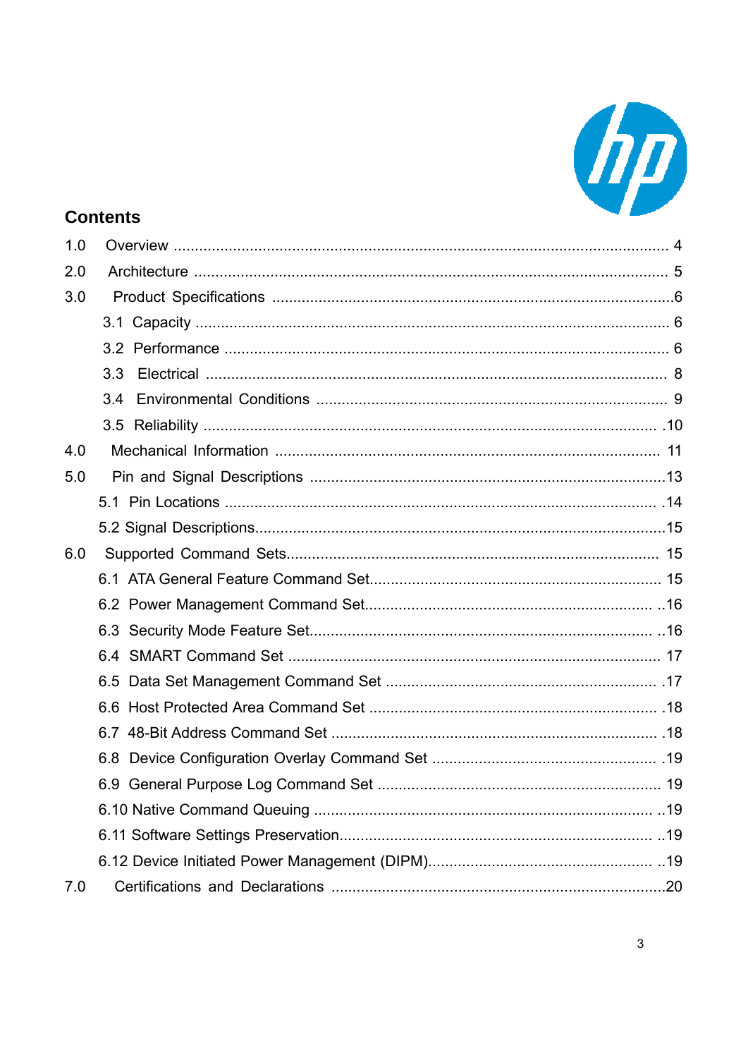## Contents

- 1.0 Overview ........ 4
- 2.0 Architecture ........ 5
- 3.0 Product Specifications ........ 6
  - 3.1 Capacity ........ 6
  - 3.2 Performance ........ 6
  - 3.3 Electrical ........ 8
  - 3.4 Environmental Conditions ........ 9
  - 3.5 Reliability ........ 10
- 4.0 Mechanical Information ........ 11
- 5.0 Pin and Signal Descriptions ........ 13
  - 5.1 Pin Locations ........ 14
  - 5.2 Signal Descriptions ........ 15
- 6.0 Supported Command Sets ........ 15
  - 6.1 ATA General Feature Command Set ........ 15
  - 6.2 Power Management Command Set ........ 16
  - 6.3 Security Mode Feature Set ........ 16
  - 6.4 SMART Command Set ........ 17
  - 6.5 Data Set Management Command Set ........ 17
  - 6.6 Host Protected Area Command Set ........ 18
  - 6.7 48-Bit Address Command Set ........ 18
  - 6.8 Device Configuration Overlay Command Set ........ 19
  - 6.9 General Purpose Log Command Set ........ 19
  - 6.10 Native Command Queuing ........ 19
  - 6.11 Software Settings Preservation ........ 19
  - 6.12 Device Initiated Power Management (DIPM) ........ 19
- 7.0 Certifications and Declarations ........ 20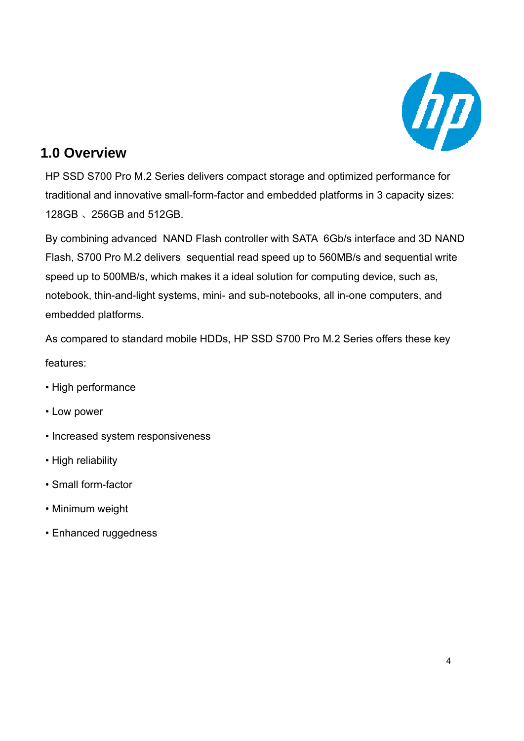## 1.0 Overview

HP SSD S700 Pro M.2 Series delivers compact storage and optimized performance for traditional and innovative small-form-factor and embedded platforms in 3 capacity sizes: 128GB 、256GB and 512GB.

By combining advanced NAND Flash controller with SATA 6Gb/s interface and 3D NAND Flash, S700 Pro M.2 delivers sequential read speed up to 560MB/s and sequential write speed up to 500MB/s, which makes it a ideal solution for computing device, such as, notebook, thin-and-light systems, mini- and sub-notebooks, all in-one computers, and embedded platforms.

As compared to standard mobile HDDs, HP SSD S700 Pro M.2 Series offers these key features:

- High performance
- Low power
- Increased system responsiveness
- High reliability
- Small form-factor
- Minimum weight
- Enhanced ruggedness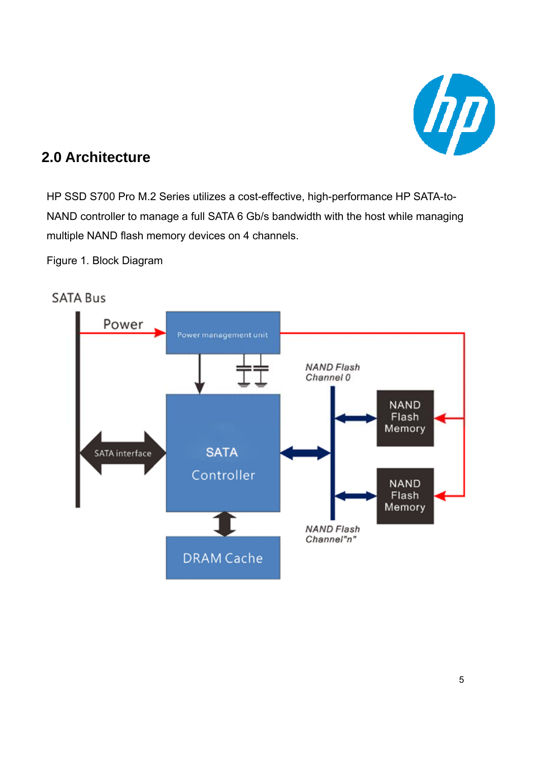## 2.0 Architecture

HP SSD S700 Pro M.2 Series utilizes a cost-effective, high-performance HP SATA-to-NAND controller to manage a full SATA 6 Gb/s bandwidth with the host while managing multiple NAND flash memory devices on 4 channels.

Figure 1. Block Diagram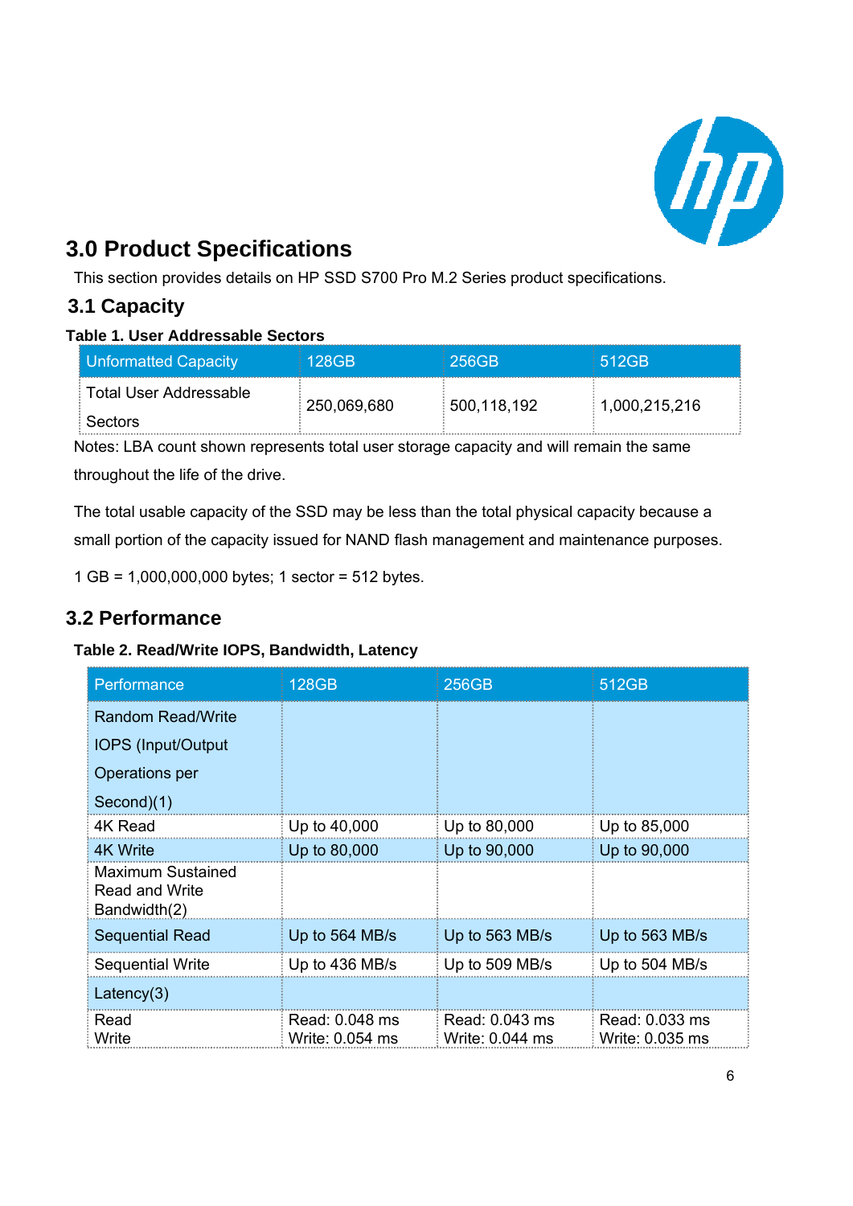## 3.0 Product Specifications

This section provides details on HP SSD S700 Pro M.2 Series product specifications.

### 3.1 Capacity

**Table 1. User Addressable Sectors**

| Unformatted Capacity | 128GB | 256GB | 512GB |
|---|---|---|---|
| Total User Addressable Sectors | 250,069,680 | 500,118,192 | 1,000,215,216 |

Notes: LBA count shown represents total user storage capacity and will remain the same throughout the life of the drive.

The total usable capacity of the SSD may be less than the total physical capacity because a small portion of the capacity issued for NAND flash management and maintenance purposes.

1 GB = 1,000,000,000 bytes; 1 sector = 512 bytes.

### 3.2 Performance

**Table 2. Read/Write IOPS, Bandwidth, Latency**

| Performance | 128GB | 256GB | 512GB |
|---|---|---|---|
| Random Read/Write IOPS (Input/Output Operations per Second)(1) | | | |
| 4K Read | Up to 40,000 | Up to 80,000 | Up to 85,000 |
| 4K Write | Up to 80,000 | Up to 90,000 | Up to 90,000 |
| Maximum Sustained Read and Write Bandwidth(2) | | | |
| Sequential Read | Up to 564 MB/s | Up to 563 MB/s | Up to 563 MB/s |
| Sequential Write | Up to 436 MB/s | Up to 509 MB/s | Up to 504 MB/s |
| Latency(3) | | | |
| Read<br>Write | Read: 0.048 ms<br>Write: 0.054 ms | Read: 0.043 ms<br>Write: 0.044 ms | Read: 0.033 ms<br>Write: 0.035 ms |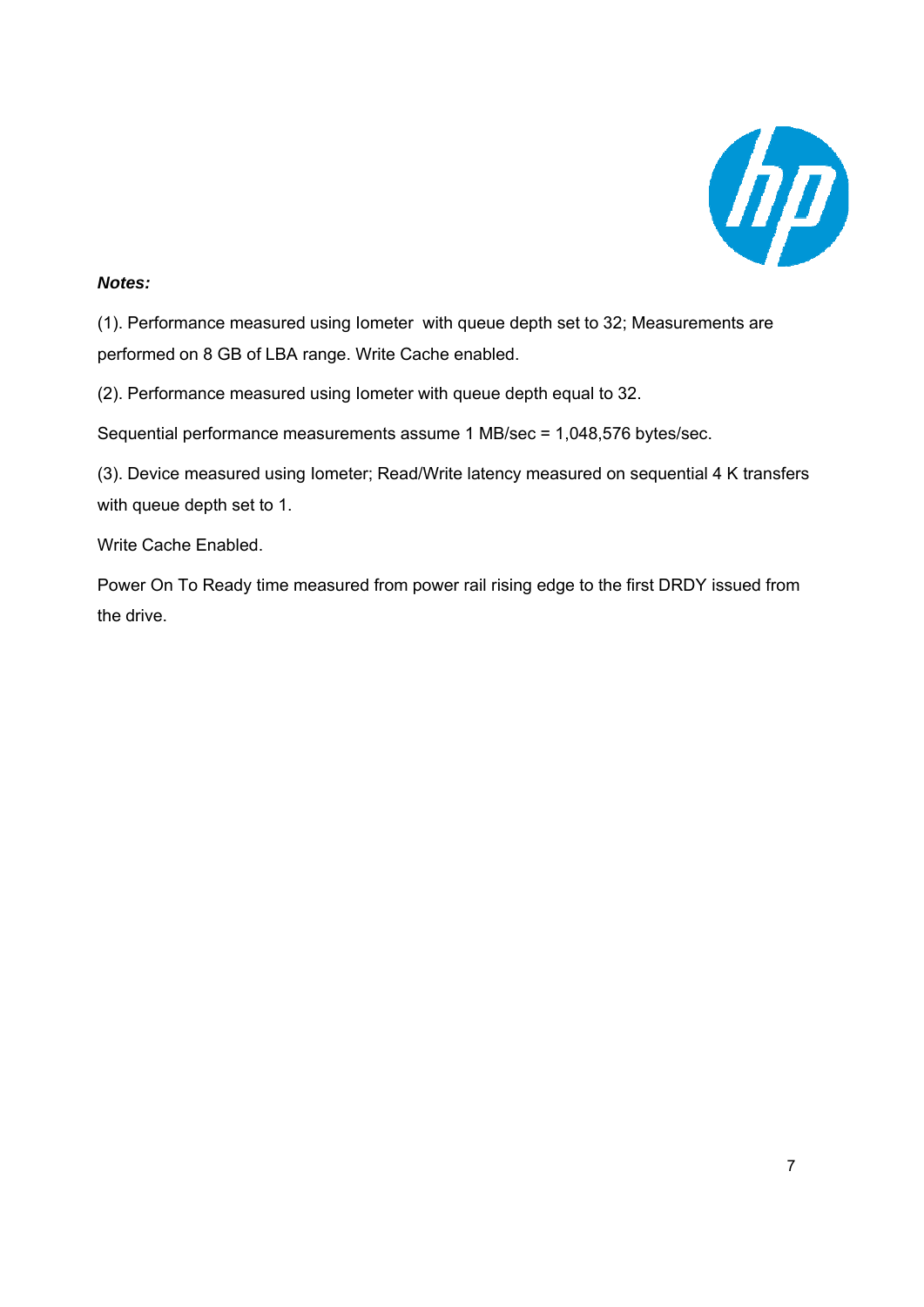***Notes:***

(1). Performance measured using Iometer with queue depth set to 32; Measurements are performed on 8 GB of LBA range. Write Cache enabled.

(2). Performance measured using Iometer with queue depth equal to 32.

Sequential performance measurements assume 1 MB/sec = 1,048,576 bytes/sec.

(3). Device measured using Iometer; Read/Write latency measured on sequential 4 K transfers with queue depth set to 1.

Write Cache Enabled.

Power On To Ready time measured from power rail rising edge to the first DRDY issued from the drive.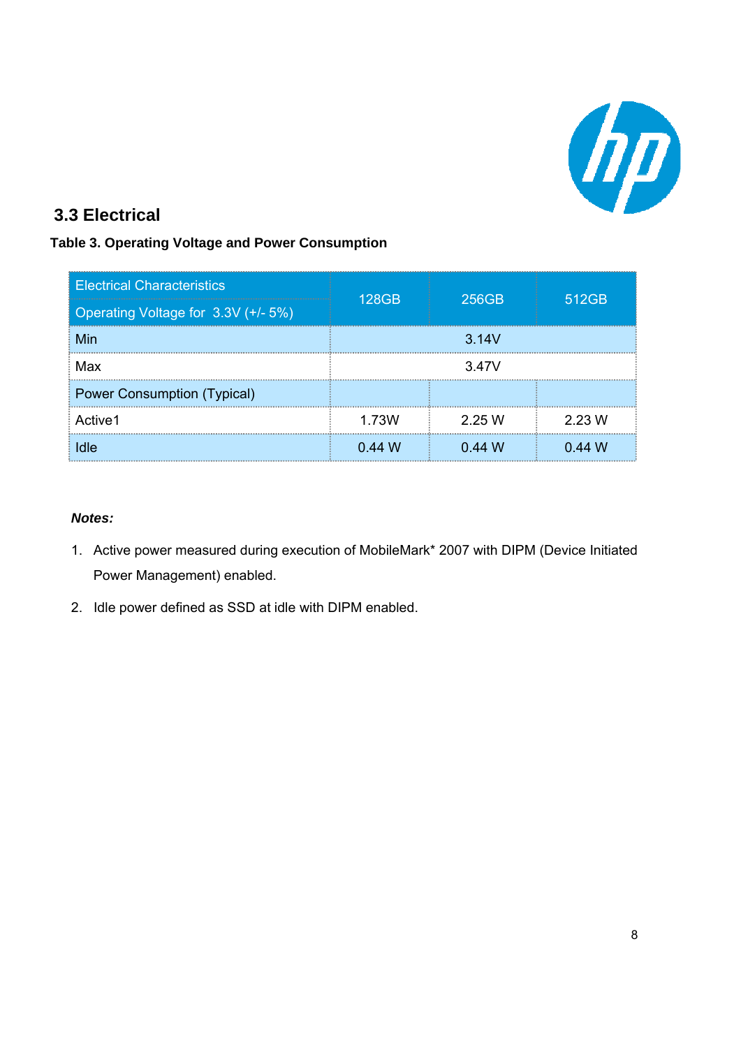## 3.3 Electrical

**Table 3. Operating Voltage and Power Consumption**

| Electrical Characteristics<br>Operating Voltage for 3.3V (+/- 5%) | 128GB | 256GB | 512GB |
|---|---|---|---|
| Min | | 3.14V | |
| Max | | 3.47V | |
| Power Consumption (Typical) | | | |
| Active1 | 1.73W | 2.25 W | 2.23 W |
| Idle | 0.44 W | 0.44 W | 0.44 W |

***Notes:***

1. Active power measured during execution of MobileMark* 2007 with DIPM (Device Initiated Power Management) enabled.
2. Idle power defined as SSD at idle with DIPM enabled.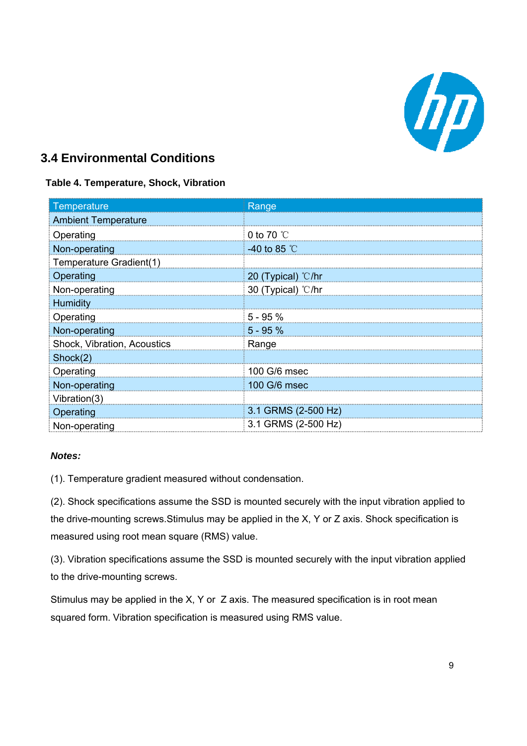## 3.4 Environmental Conditions

**Table 4. Temperature, Shock, Vibration**

| Temperature | Range |
|---|---|
| Ambient Temperature | |
| Operating | 0 to 70 ℃ |
| Non-operating | -40 to 85 ℃ |
| Temperature Gradient(1) | |
| Operating | 20 (Typical) ℃/hr |
| Non-operating | 30 (Typical) ℃/hr |
| Humidity | |
| Operating | 5 - 95 % |
| Non-operating | 5 - 95 % |
| Shock, Vibration, Acoustics | Range |
| Shock(2) | |
| Operating | 100 G/6 msec |
| Non-operating | 100 G/6 msec |
| Vibration(3) | |
| Operating | 3.1 GRMS (2-500 Hz) |
| Non-operating | 3.1 GRMS (2-500 Hz) |

***Notes:***

(1). Temperature gradient measured without condensation.

(2). Shock specifications assume the SSD is mounted securely with the input vibration applied to the drive-mounting screws.Stimulus may be applied in the X, Y or Z axis. Shock specification is measured using root mean square (RMS) value.

(3). Vibration specifications assume the SSD is mounted securely with the input vibration applied to the drive-mounting screws.

Stimulus may be applied in the X, Y or Z axis. The measured specification is in root mean squared form. Vibration specification is measured using RMS value.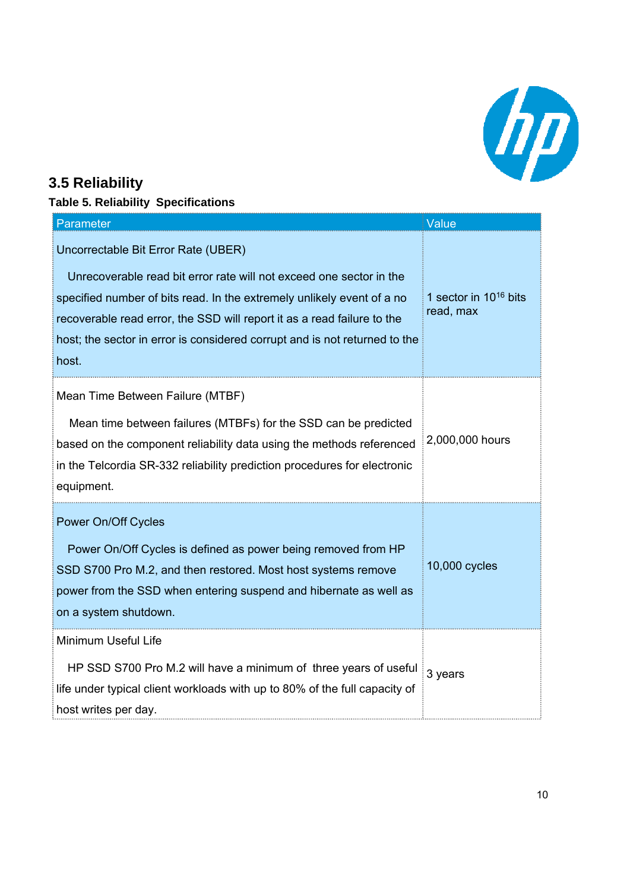## 3.5 Reliability

**Table 5. Reliability Specifications**

| Parameter | Value |
| --- | --- |
| Uncorrectable Bit Error Rate (UBER)<br><br>Unrecoverable read bit error rate will not exceed one sector in the specified number of bits read. In the extremely unlikely event of a no recoverable read error, the SSD will report it as a read failure to the host; the sector in error is considered corrupt and is not returned to the host. | 1 sector in $10^{16}$ bits read, max |
| Mean Time Between Failure (MTBF)<br><br>Mean time between failures (MTBFs) for the SSD can be predicted based on the component reliability data using the methods referenced in the Telcordia SR-332 reliability prediction procedures for electronic equipment. | 2,000,000 hours |
| Power On/Off Cycles<br><br>Power On/Off Cycles is defined as power being removed from HP SSD S700 Pro M.2, and then restored. Most host systems remove power from the SSD when entering suspend and hibernate as well as on a system shutdown. | 10,000 cycles |
| Minimum Useful Life<br><br>HP SSD S700 Pro M.2 will have a minimum of three years of useful life under typical client workloads with up to 80% of the full capacity of host writes per day. | 3 years |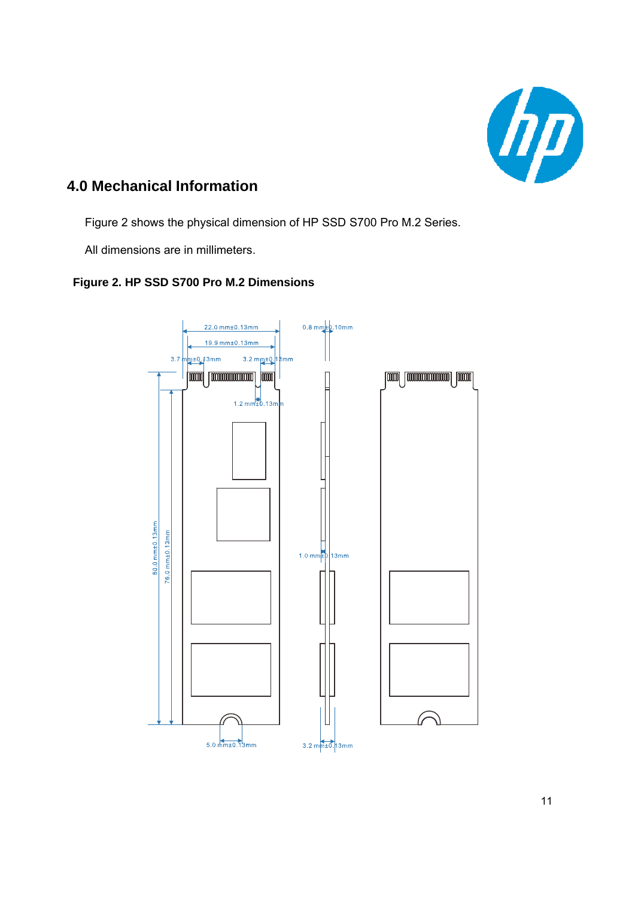## 4.0 Mechanical Information

Figure 2 shows the physical dimension of HP SSD S700 Pro M.2 Series.

All dimensions are in millimeters.

**Figure 2. HP SSD S700 Pro M.2 Dimensions**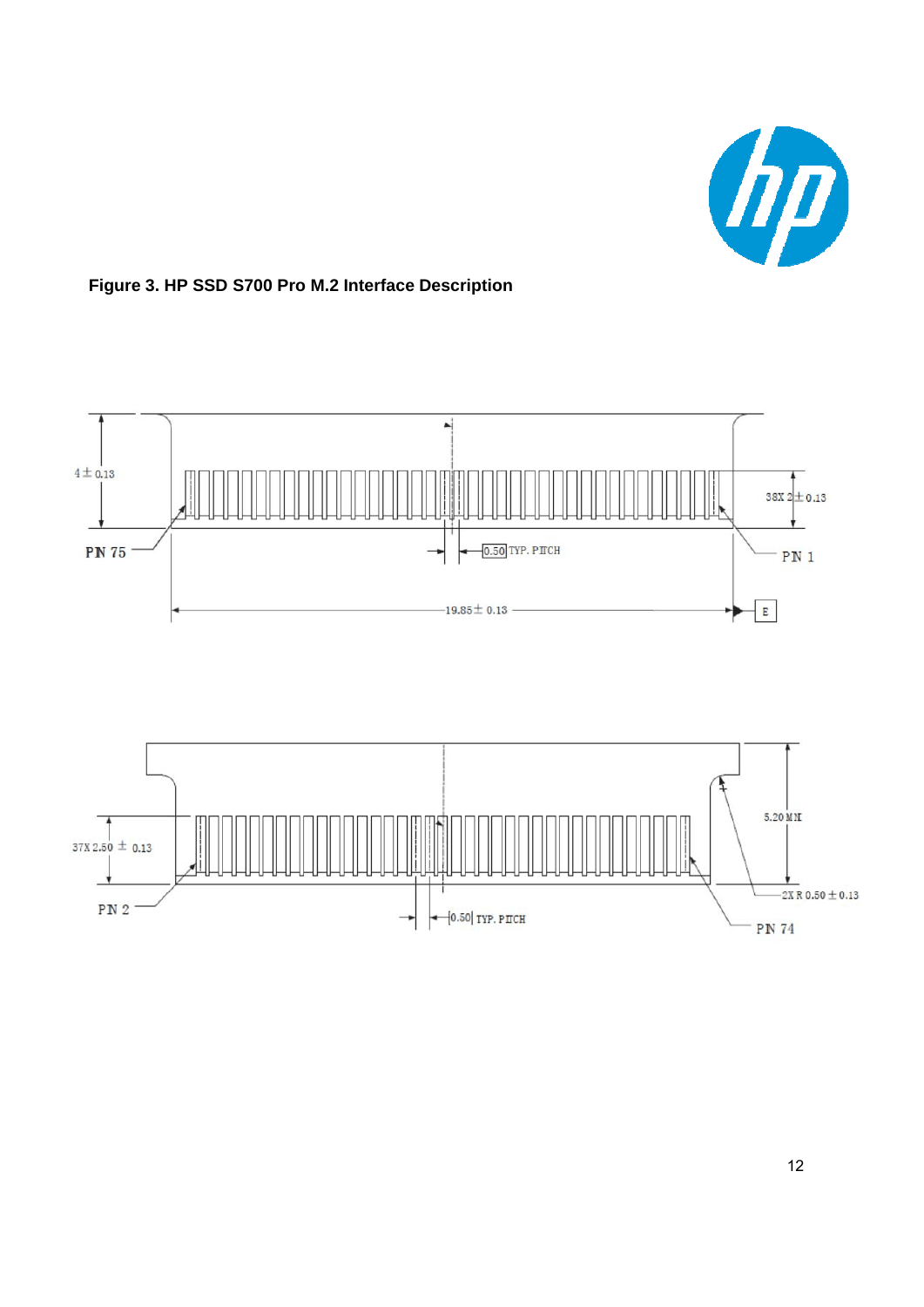**Figure 3. HP SSD S700 Pro M.2 Interface Description**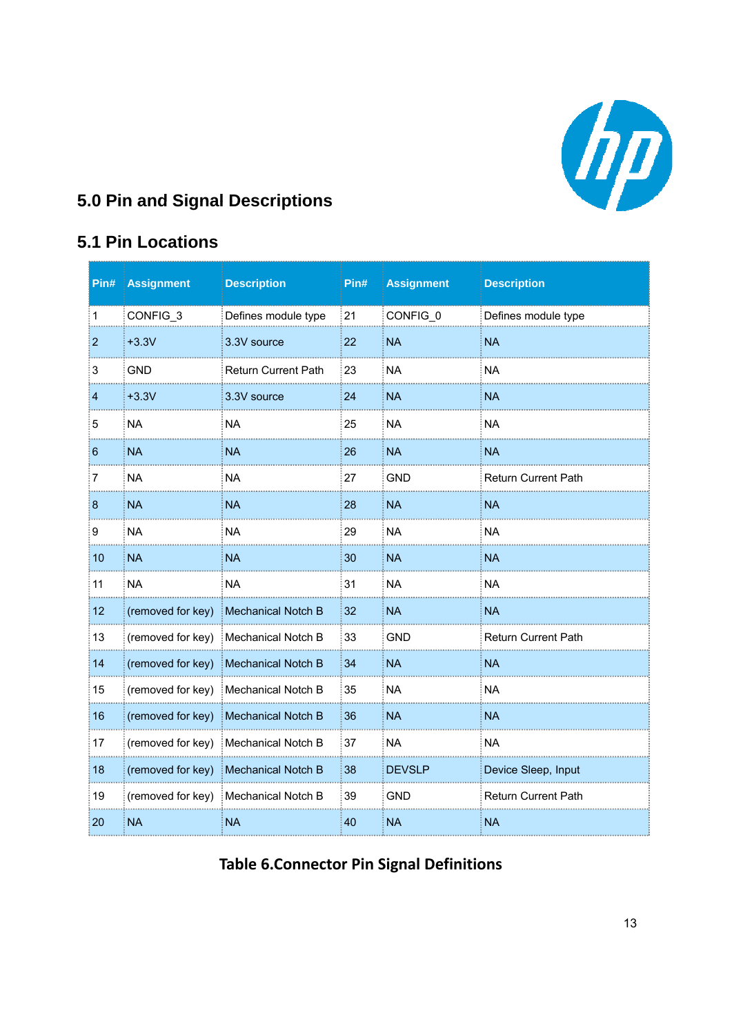## 5.0 Pin and Signal Descriptions

### 5.1 Pin Locations

| Pin# | Assignment | Description | Pin# | Assignment | Description |
|---|---|---|---|---|---|
| 1 | CONFIG_3 | Defines module type | 21 | CONFIG_0 | Defines module type |
| 2 | +3.3V | 3.3V source | 22 | NA | NA |
| 3 | GND | Return Current Path | 23 | NA | NA |
| 4 | +3.3V | 3.3V source | 24 | NA | NA |
| 5 | NA | NA | 25 | NA | NA |
| 6 | NA | NA | 26 | NA | NA |
| 7 | NA | NA | 27 | GND | Return Current Path |
| 8 | NA | NA | 28 | NA | NA |
| 9 | NA | NA | 29 | NA | NA |
| 10 | NA | NA | 30 | NA | NA |
| 11 | NA | NA | 31 | NA | NA |
| 12 | (removed for key) | Mechanical Notch B | 32 | NA | NA |
| 13 | (removed for key) | Mechanical Notch B | 33 | GND | Return Current Path |
| 14 | (removed for key) | Mechanical Notch B | 34 | NA | NA |
| 15 | (removed for key) | Mechanical Notch B | 35 | NA | NA |
| 16 | (removed for key) | Mechanical Notch B | 36 | NA | NA |
| 17 | (removed for key) | Mechanical Notch B | 37 | NA | NA |
| 18 | (removed for key) | Mechanical Notch B | 38 | DEVSLP | Device Sleep, Input |
| 19 | (removed for key) | Mechanical Notch B | 39 | GND | Return Current Path |
| 20 | NA | NA | 40 | NA | NA |

**Table 6.Connector Pin Signal Definitions**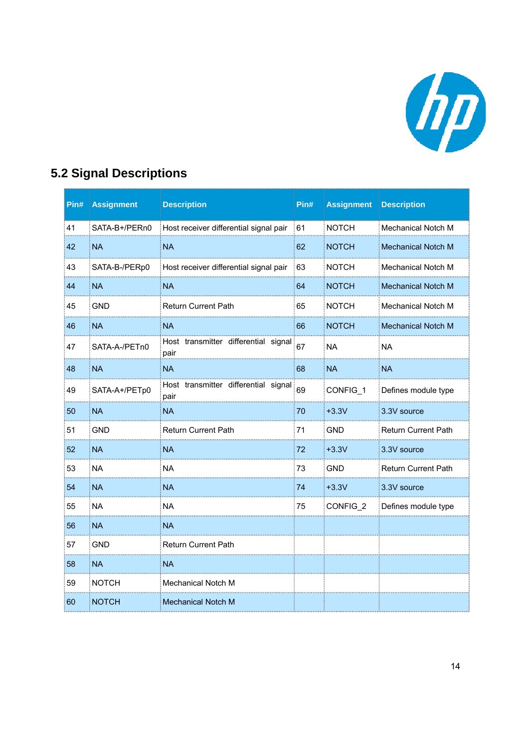## 5.2 Signal Descriptions

| Pin# | Assignment | Description | Pin# | Assignment | Description |
|---|---|---|---|---|---|
| 41 | SATA-B+/PERn0 | Host receiver differential signal pair | 61 | NOTCH | Mechanical Notch M |
| 42 | NA | NA | 62 | NOTCH | Mechanical Notch M |
| 43 | SATA-B-/PERp0 | Host receiver differential signal pair | 63 | NOTCH | Mechanical Notch M |
| 44 | NA | NA | 64 | NOTCH | Mechanical Notch M |
| 45 | GND | Return Current Path | 65 | NOTCH | Mechanical Notch M |
| 46 | NA | NA | 66 | NOTCH | Mechanical Notch M |
| 47 | SATA-A-/PETn0 | Host transmitter differential signal pair | 67 | NA | NA |
| 48 | NA | NA | 68 | NA | NA |
| 49 | SATA-A+/PETp0 | Host transmitter differential signal pair | 69 | CONFIG_1 | Defines module type |
| 50 | NA | NA | 70 | +3.3V | 3.3V source |
| 51 | GND | Return Current Path | 71 | GND | Return Current Path |
| 52 | NA | NA | 72 | +3.3V | 3.3V source |
| 53 | NA | NA | 73 | GND | Return Current Path |
| 54 | NA | NA | 74 | +3.3V | 3.3V source |
| 55 | NA | NA | 75 | CONFIG_2 | Defines module type |
| 56 | NA | NA | | | |
| 57 | GND | Return Current Path | | | |
| 58 | NA | NA | | | |
| 59 | NOTCH | Mechanical Notch M | | | |
| 60 | NOTCH | Mechanical Notch M | | | |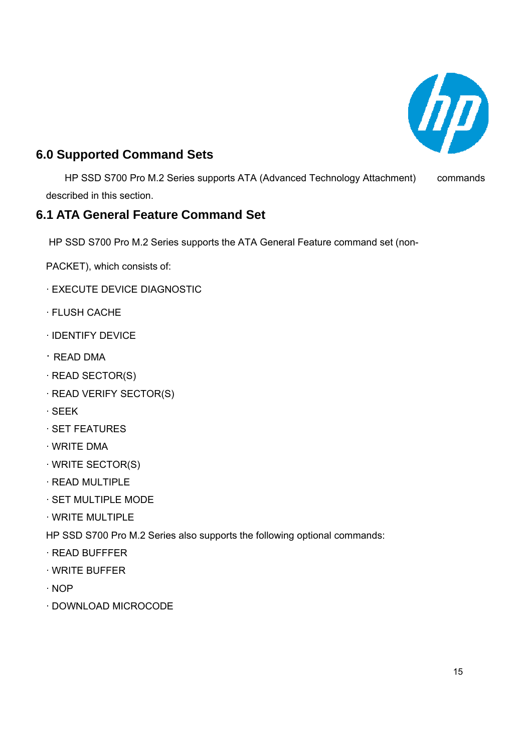## 6.0 Supported Command Sets

HP SSD S700 Pro M.2 Series supports ATA (Advanced Technology Attachment) commands described in this section.

## 6.1 ATA General Feature Command Set

HP SSD S700 Pro M.2 Series supports the ATA General Feature command set (non-PACKET), which consists of:

- EXECUTE DEVICE DIAGNOSTIC
- FLUSH CACHE
- IDENTIFY DEVICE
- READ DMA
- READ SECTOR(S)
- READ VERIFY SECTOR(S)
- SEEK
- SET FEATURES
- WRITE DMA
- WRITE SECTOR(S)
- READ MULTIPLE
- SET MULTIPLE MODE
- WRITE MULTIPLE

HP SSD S700 Pro M.2 Series also supports the following optional commands:

- READ BUFFFER
- WRITE BUFFER
- NOP
- DOWNLOAD MICROCODE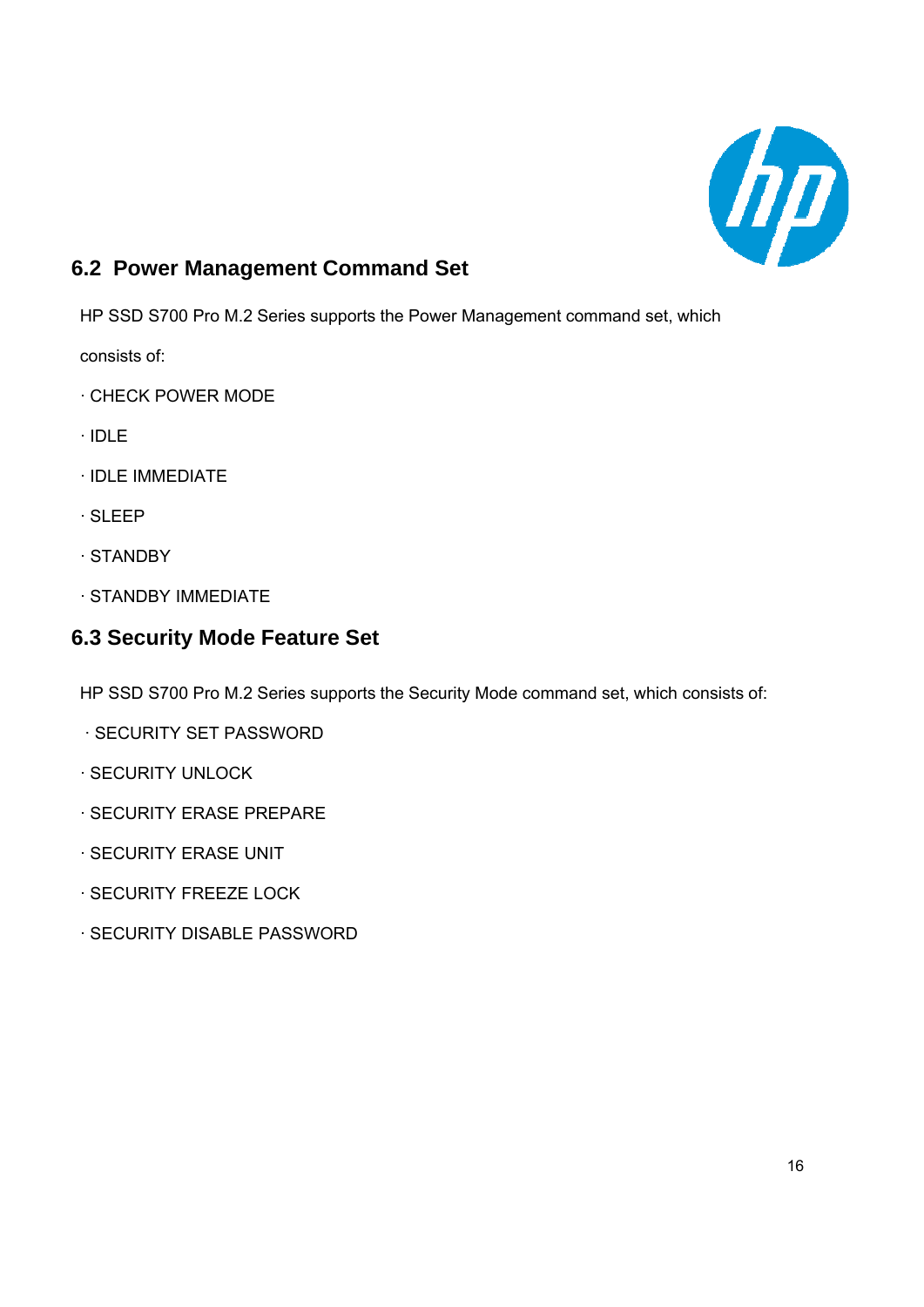## 6.2 Power Management Command Set

HP SSD S700 Pro M.2 Series supports the Power Management command set, which consists of:

- CHECK POWER MODE
- IDLE
- IDLE IMMEDIATE
- SLEEP
- STANDBY
- STANDBY IMMEDIATE

## 6.3 Security Mode Feature Set

HP SSD S700 Pro M.2 Series supports the Security Mode command set, which consists of:

- SECURITY SET PASSWORD
- SECURITY UNLOCK
- SECURITY ERASE PREPARE
- SECURITY ERASE UNIT
- SECURITY FREEZE LOCK
- SECURITY DISABLE PASSWORD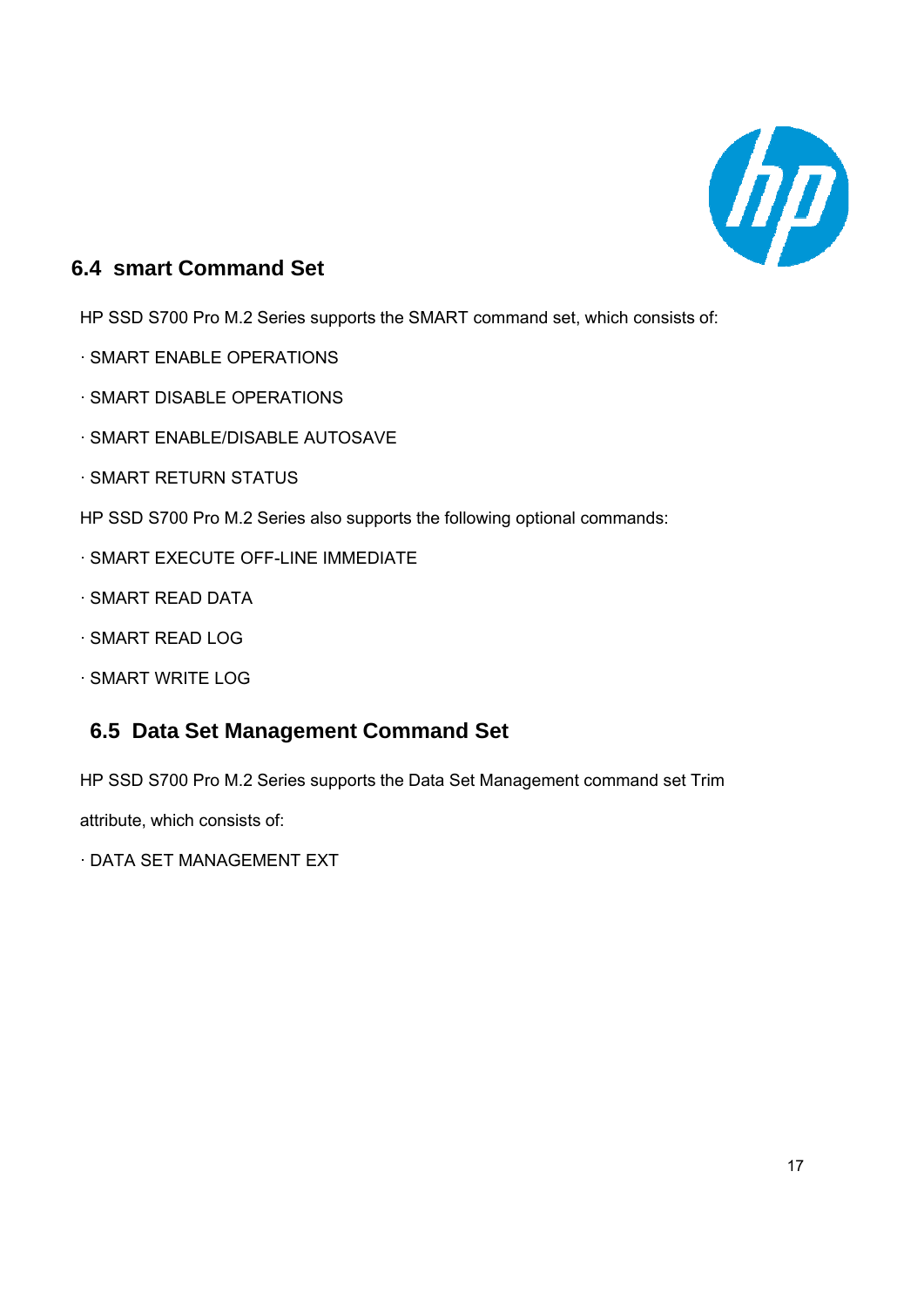## 6.4 smart Command Set

HP SSD S700 Pro M.2 Series supports the SMART command set, which consists of:

· SMART ENABLE OPERATIONS

· SMART DISABLE OPERATIONS

· SMART ENABLE/DISABLE AUTOSAVE

· SMART RETURN STATUS

HP SSD S700 Pro M.2 Series also supports the following optional commands:

· SMART EXECUTE OFF-LINE IMMEDIATE

· SMART READ DATA

· SMART READ LOG

· SMART WRITE LOG

## 6.5 Data Set Management Command Set

HP SSD S700 Pro M.2 Series supports the Data Set Management command set Trim attribute, which consists of:

· DATA SET MANAGEMENT EXT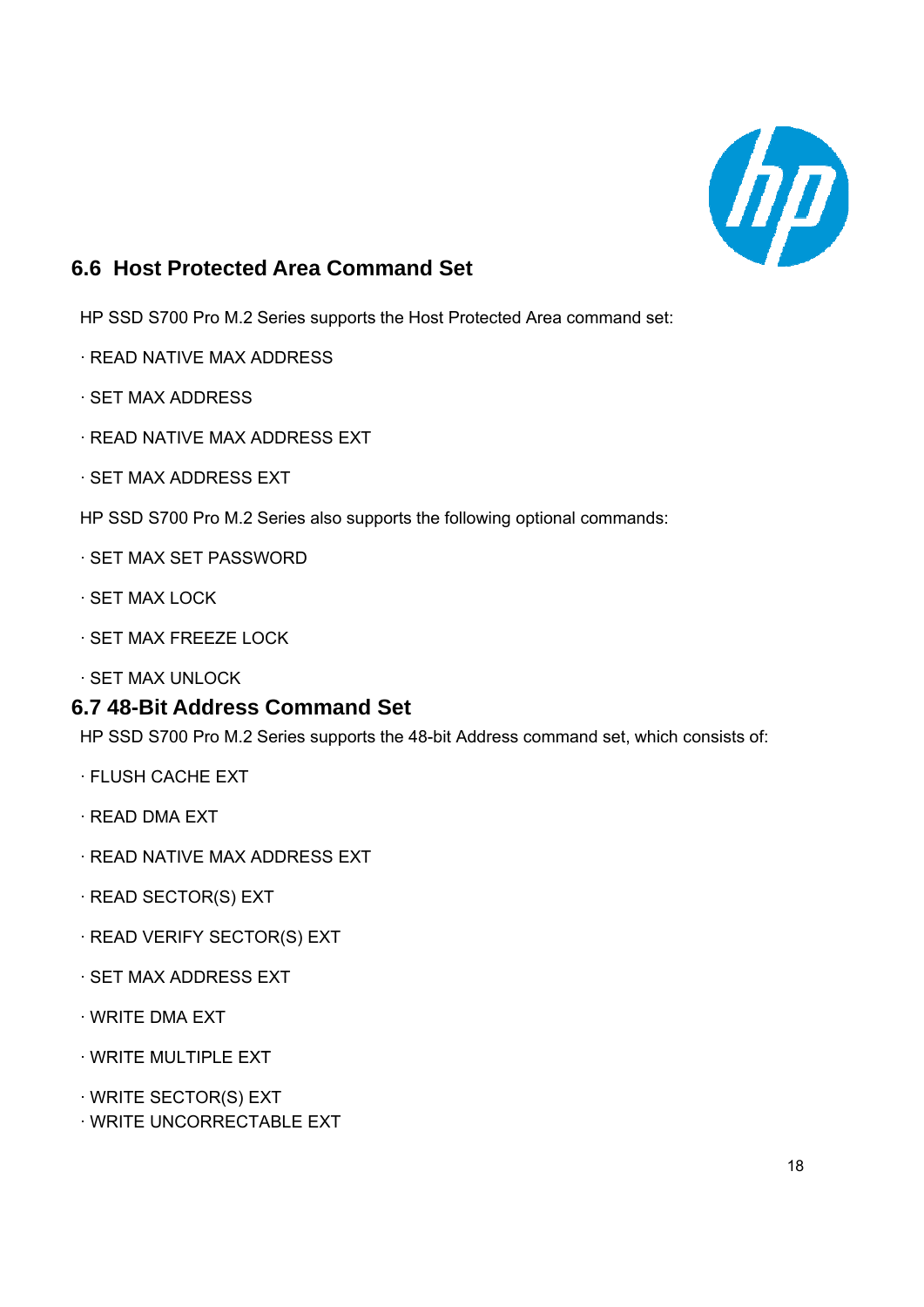## 6.6 Host Protected Area Command Set

HP SSD S700 Pro M.2 Series supports the Host Protected Area command set:

· READ NATIVE MAX ADDRESS

· SET MAX ADDRESS

· READ NATIVE MAX ADDRESS EXT

· SET MAX ADDRESS EXT

HP SSD S700 Pro M.2 Series also supports the following optional commands:

· SET MAX SET PASSWORD

· SET MAX LOCK

· SET MAX FREEZE LOCK

· SET MAX UNLOCK

## 6.7 48-Bit Address Command Set

HP SSD S700 Pro M.2 Series supports the 48-bit Address command set, which consists of:

· FLUSH CACHE EXT

· READ DMA EXT

· READ NATIVE MAX ADDRESS EXT

· READ SECTOR(S) EXT

· READ VERIFY SECTOR(S) EXT

· SET MAX ADDRESS EXT

· WRITE DMA EXT

· WRITE MULTIPLE EXT

· WRITE SECTOR(S) EXT

· WRITE UNCORRECTABLE EXT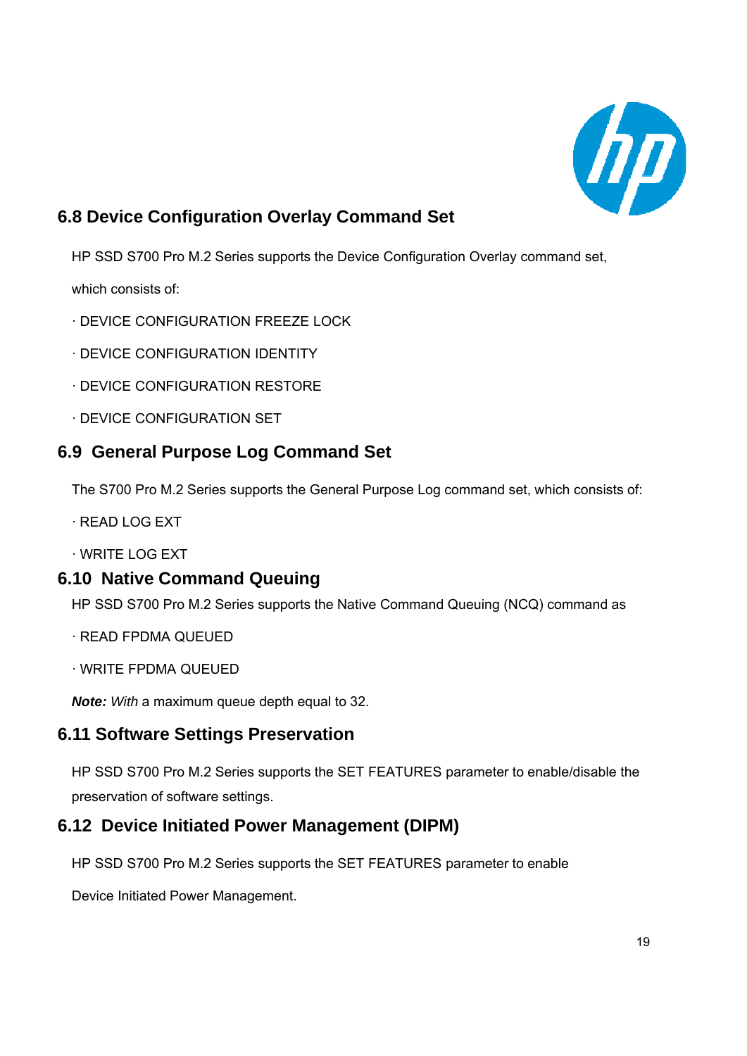## 6.8 Device Configuration Overlay Command Set

HP SSD S700 Pro M.2 Series supports the Device Configuration Overlay command set, which consists of:

· DEVICE CONFIGURATION FREEZE LOCK

· DEVICE CONFIGURATION IDENTITY

· DEVICE CONFIGURATION RESTORE

· DEVICE CONFIGURATION SET

## 6.9 General Purpose Log Command Set

The S700 Pro M.2 Series supports the General Purpose Log command set, which consists of:

· READ LOG EXT

· WRITE LOG EXT

## 6.10 Native Command Queuing

HP SSD S700 Pro M.2 Series supports the Native Command Queuing (NCQ) command as

· READ FPDMA QUEUED

· WRITE FPDMA QUEUED

***Note:*** *With* a maximum queue depth equal to 32.

## 6.11 Software Settings Preservation

HP SSD S700 Pro M.2 Series supports the SET FEATURES parameter to enable/disable the preservation of software settings.

## 6.12 Device Initiated Power Management (DIPM)

HP SSD S700 Pro M.2 Series supports the SET FEATURES parameter to enable Device Initiated Power Management.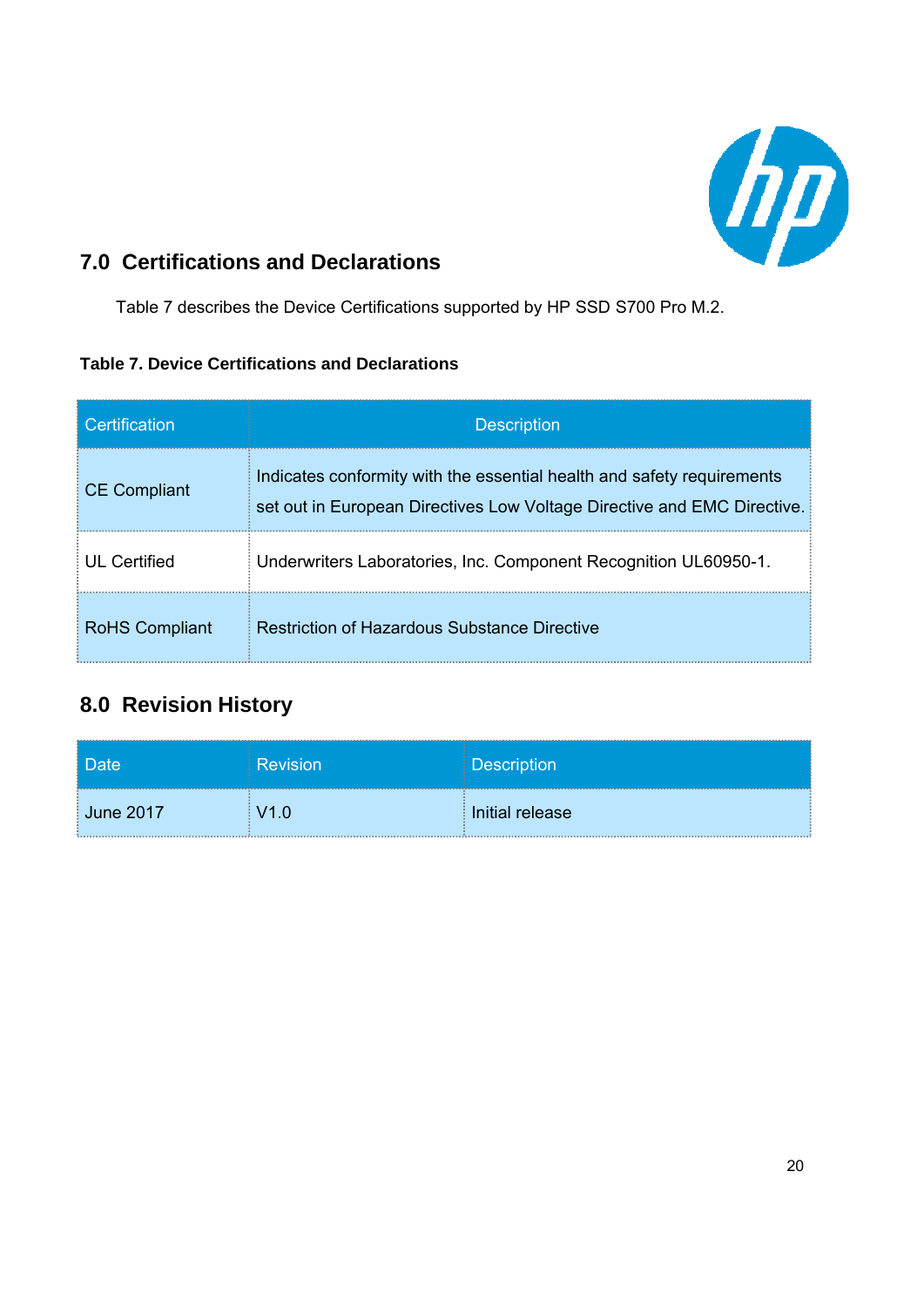## 7.0 Certifications and Declarations

Table 7 describes the Device Certifications supported by HP SSD S700 Pro M.2.

**Table 7. Device Certifications and Declarations**

| Certification | Description |
|---|---|
| CE Compliant | Indicates conformity with the essential health and safety requirements set out in European Directives Low Voltage Directive and EMC Directive. |
| UL Certified | Underwriters Laboratories, Inc. Component Recognition UL60950-1. |
| RoHS Compliant | Restriction of Hazardous Substance Directive |

## 8.0 Revision History

| Date | Revision | Description |
|---|---|---|
| June 2017 | V1.0 | Initial release |